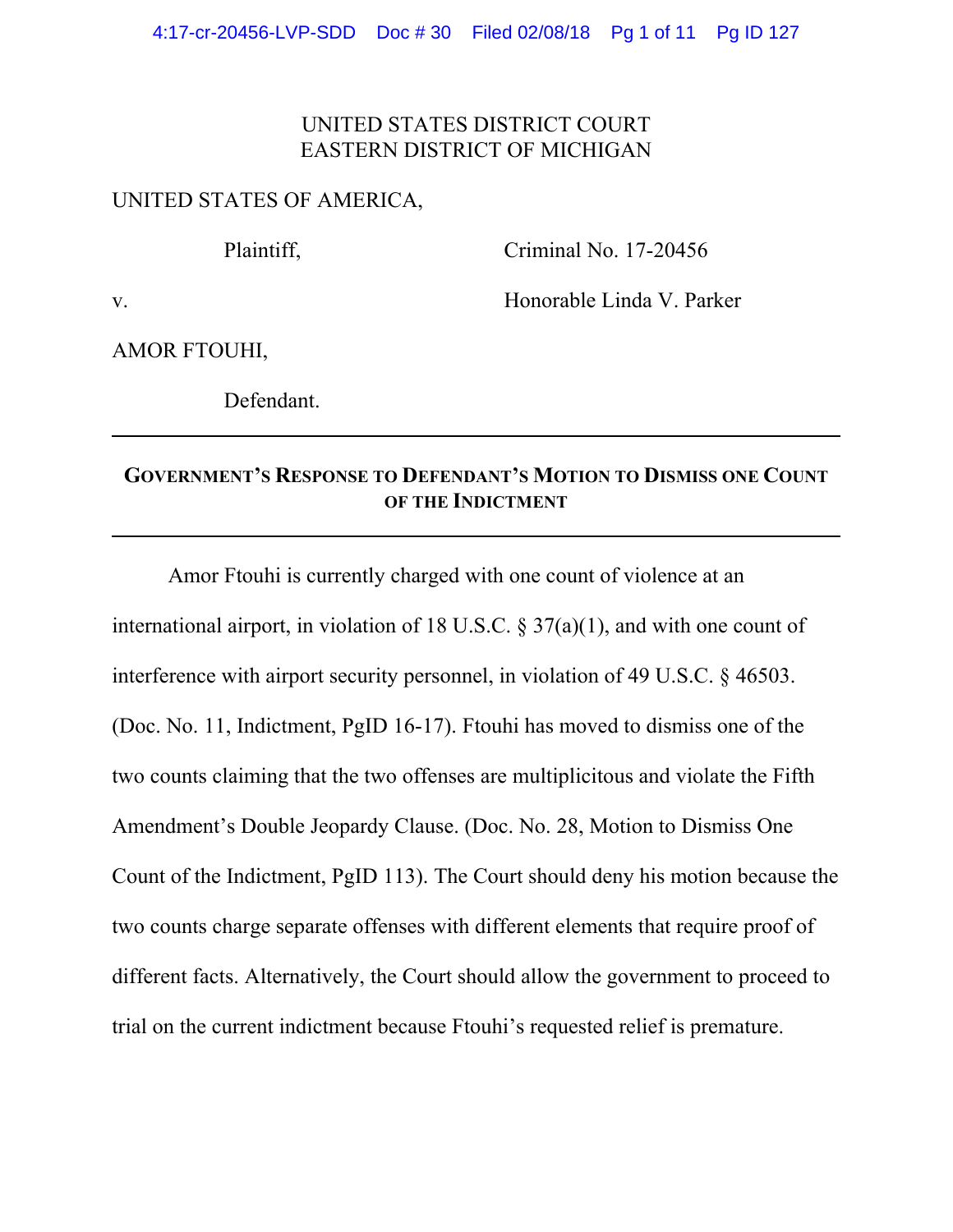UNITED STATES DISTRICT COURT
EASTERN DISTRICT OF MICHIGAN

UNITED STATES OF AMERICA,

Plaintiff,

Criminal No. 17-20456

v.

Honorable Linda V. Parker

AMOR FTOUHI,

Defendant.

---

## GOVERNMENT'S RESPONSE TO DEFENDANT'S MOTION TO DISMISS ONE COUNT OF THE INDICTMENT

---

Amor Ftouhi is currently charged with one count of violence at an international airport, in violation of 18 U.S.C. § 37(a)(1), and with one count of interference with airport security personnel, in violation of 49 U.S.C. § 46503. (Doc. No. 11, Indictment, PgID 16-17). Ftouhi has moved to dismiss one of the two counts claiming that the two offenses are multiplicitous and violate the Fifth Amendment's Double Jeopardy Clause. (Doc. No. 28, Motion to Dismiss One Count of the Indictment, PgID 113). The Court should deny his motion because the two counts charge separate offenses with different elements that require proof of different facts. Alternatively, the Court should allow the government to proceed to trial on the current indictment because Ftouhi's requested relief is premature.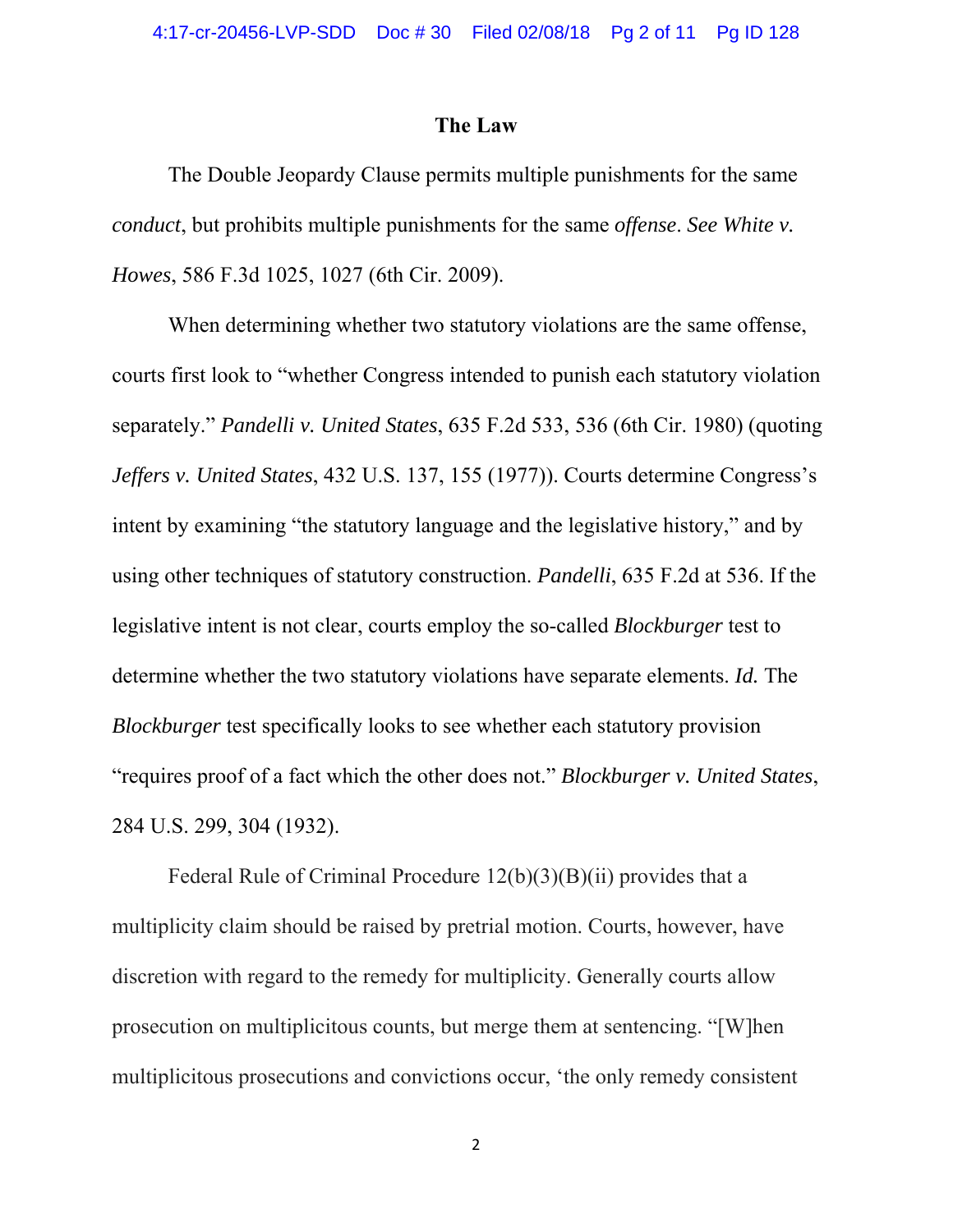## The Law

The Double Jeopardy Clause permits multiple punishments for the same *conduct*, but prohibits multiple punishments for the same *offense*. *See White v. Howes*, 586 F.3d 1025, 1027 (6th Cir. 2009).

When determining whether two statutory violations are the same offense, courts first look to "whether Congress intended to punish each statutory violation separately." *Pandelli v. United States*, 635 F.2d 533, 536 (6th Cir. 1980) (quoting *Jeffers v. United States*, 432 U.S. 137, 155 (1977)). Courts determine Congress's intent by examining "the statutory language and the legislative history," and by using other techniques of statutory construction. *Pandelli*, 635 F.2d at 536. If the legislative intent is not clear, courts employ the so-called *Blockburger* test to determine whether the two statutory violations have separate elements. *Id.* The *Blockburger* test specifically looks to see whether each statutory provision "requires proof of a fact which the other does not." *Blockburger v. United States*, 284 U.S. 299, 304 (1932).

Federal Rule of Criminal Procedure 12(b)(3)(B)(ii) provides that a multiplicity claim should be raised by pretrial motion. Courts, however, have discretion with regard to the remedy for multiplicity. Generally courts allow prosecution on multiplicitous counts, but merge them at sentencing. "[W]hen multiplicitous prosecutions and convictions occur, 'the only remedy consistent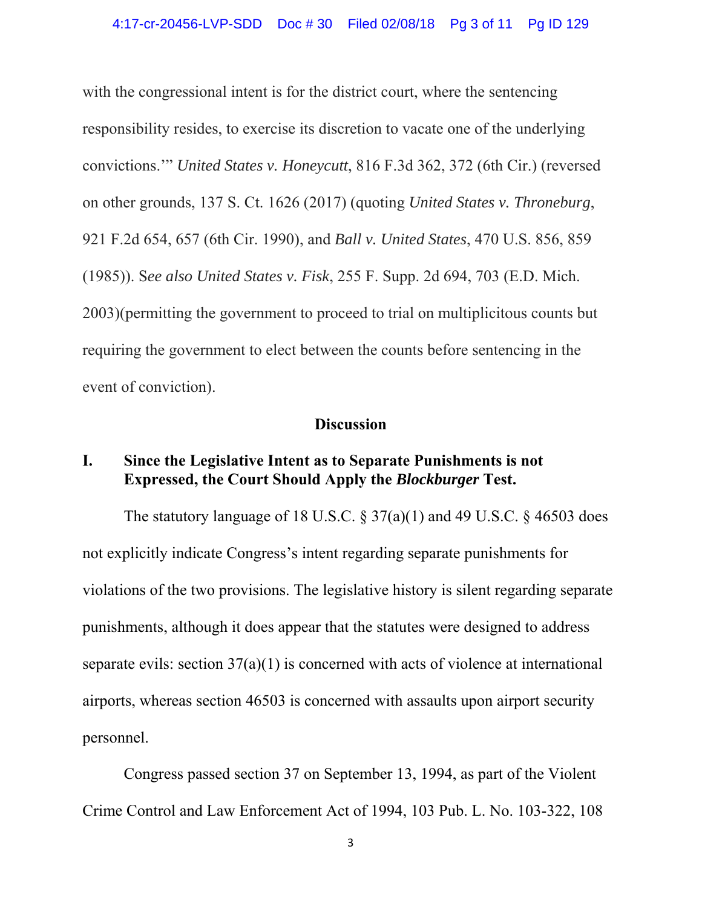with the congressional intent is for the district court, where the sentencing responsibility resides, to exercise its discretion to vacate one of the underlying convictions.'" *United States v. Honeycutt*, 816 F.3d 362, 372 (6th Cir.) (reversed on other grounds, 137 S. Ct. 1626 (2017) (quoting *United States v. Throneburg*, 921 F.2d 654, 657 (6th Cir. 1990), and *Ball v. United States*, 470 U.S. 856, 859 (1985)). S*ee also United States v. Fisk*, 255 F. Supp. 2d 694, 703 (E.D. Mich. 2003)(permitting the government to proceed to trial on multiplicitous counts but requiring the government to elect between the counts before sentencing in the event of conviction).

## Discussion

### I. Since the Legislative Intent as to Separate Punishments is not Expressed, the Court Should Apply the *Blockburger* Test.

The statutory language of 18 U.S.C. § 37(a)(1) and 49 U.S.C. § 46503 does not explicitly indicate Congress's intent regarding separate punishments for violations of the two provisions. The legislative history is silent regarding separate punishments, although it does appear that the statutes were designed to address separate evils: section 37(a)(1) is concerned with acts of violence at international airports, whereas section 46503 is concerned with assaults upon airport security personnel.

Congress passed section 37 on September 13, 1994, as part of the Violent Crime Control and Law Enforcement Act of 1994, 103 Pub. L. No. 103-322, 108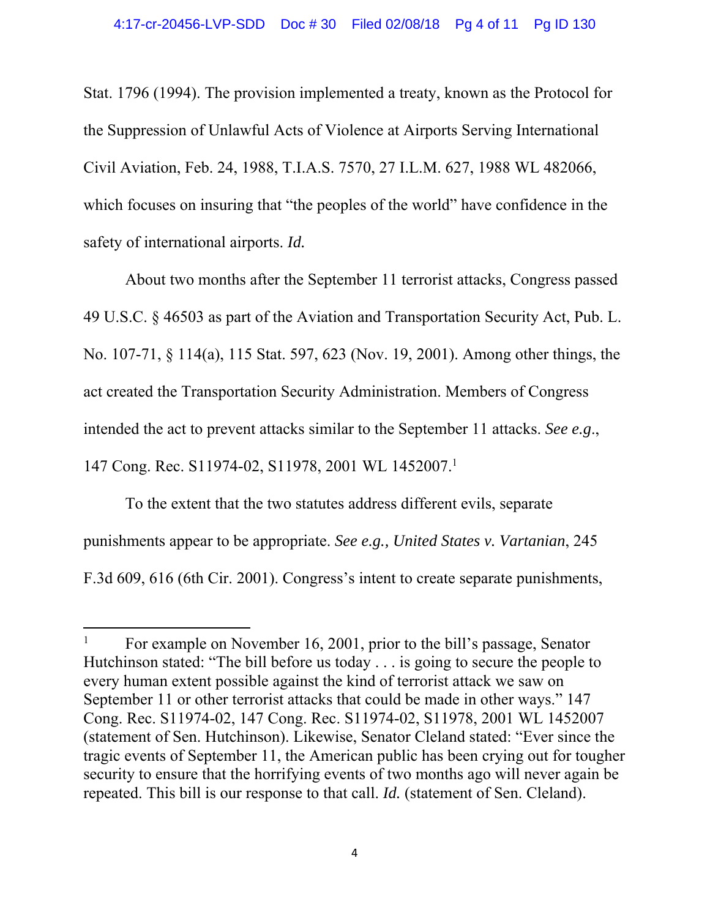Stat. 1796 (1994). The provision implemented a treaty, known as the Protocol for the Suppression of Unlawful Acts of Violence at Airports Serving International Civil Aviation, Feb. 24, 1988, T.I.A.S. 7570, 27 I.L.M. 627, 1988 WL 482066, which focuses on insuring that "the peoples of the world" have confidence in the safety of international airports. *Id.*

About two months after the September 11 terrorist attacks, Congress passed 49 U.S.C. § 46503 as part of the Aviation and Transportation Security Act, Pub. L. No. 107-71, § 114(a), 115 Stat. 597, 623 (Nov. 19, 2001). Among other things, the act created the Transportation Security Administration. Members of Congress intended the act to prevent attacks similar to the September 11 attacks. *See e.g*., 147 Cong. Rec. S11974-02, S11978, 2001 WL 1452007.[1]

To the extent that the two statutes address different evils, separate punishments appear to be appropriate. *See e.g., United States v. Vartanian*, 245 F.3d 609, 616 (6th Cir. 2001). Congress's intent to create separate punishments,

---

[1] For example on November 16, 2001, prior to the bill's passage, Senator Hutchinson stated: "The bill before us today . . . is going to secure the people to every human extent possible against the kind of terrorist attack we saw on September 11 or other terrorist attacks that could be made in other ways." 147 Cong. Rec. S11974-02, 147 Cong. Rec. S11974-02, S11978, 2001 WL 1452007 (statement of Sen. Hutchinson). Likewise, Senator Cleland stated: "Ever since the tragic events of September 11, the American public has been crying out for tougher security to ensure that the horrifying events of two months ago will never again be repeated. This bill is our response to that call. *Id.* (statement of Sen. Cleland).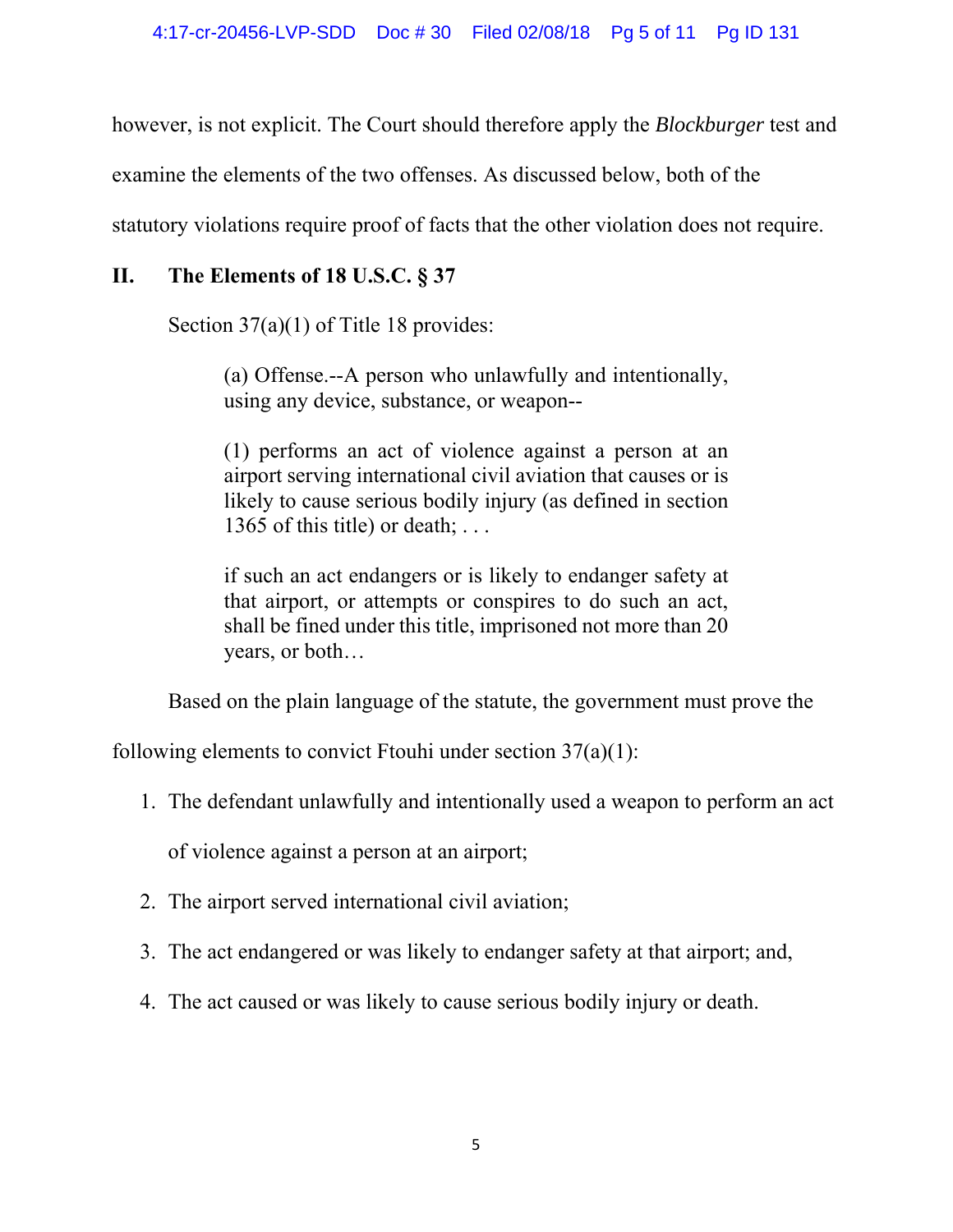however, is not explicit. The Court should therefore apply the *Blockburger* test and examine the elements of the two offenses. As discussed below, both of the statutory violations require proof of facts that the other violation does not require.

## II. The Elements of 18 U.S.C. § 37

Section 37(a)(1) of Title 18 provides:

> (a) Offense.--A person who unlawfully and intentionally, using any device, substance, or weapon--
>
> (1) performs an act of violence against a person at an airport serving international civil aviation that causes or is likely to cause serious bodily injury (as defined in section 1365 of this title) or death; . . .
>
> if such an act endangers or is likely to endanger safety at that airport, or attempts or conspires to do such an act, shall be fined under this title, imprisoned not more than 20 years, or both…

Based on the plain language of the statute, the government must prove the following elements to convict Ftouhi under section 37(a)(1):

1. The defendant unlawfully and intentionally used a weapon to perform an act of violence against a person at an airport;
2. The airport served international civil aviation;
3. The act endangered or was likely to endanger safety at that airport; and,
4. The act caused or was likely to cause serious bodily injury or death.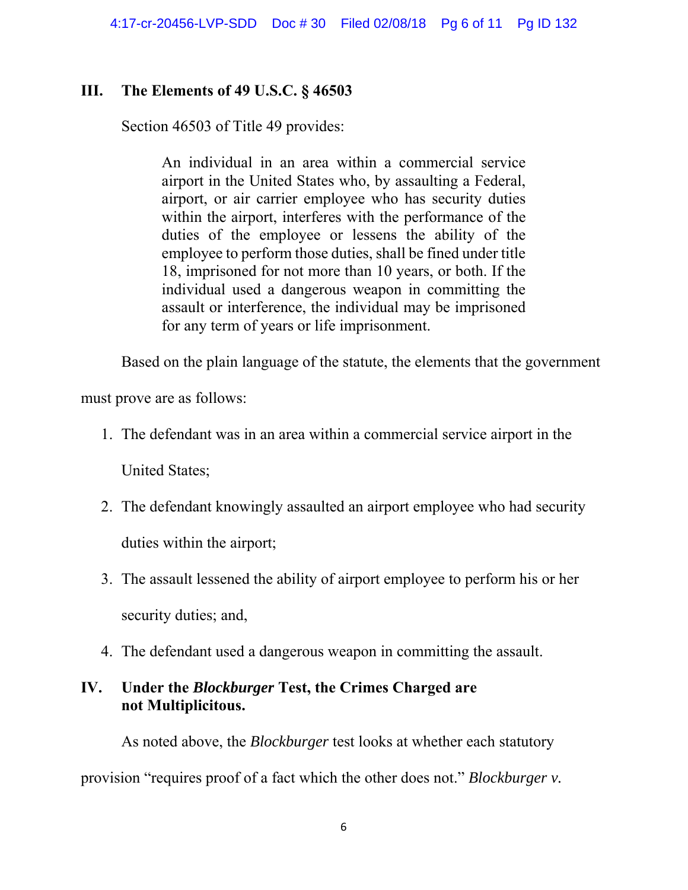## III. The Elements of 49 U.S.C. § 46503

Section 46503 of Title 49 provides:

> An individual in an area within a commercial service airport in the United States who, by assaulting a Federal, airport, or air carrier employee who has security duties within the airport, interferes with the performance of the duties of the employee or lessens the ability of the employee to perform those duties, shall be fined under title 18, imprisoned for not more than 10 years, or both. If the individual used a dangerous weapon in committing the assault or interference, the individual may be imprisoned for any term of years or life imprisonment.

Based on the plain language of the statute, the elements that the government must prove are as follows:

1. The defendant was in an area within a commercial service airport in the United States;
2. The defendant knowingly assaulted an airport employee who had security duties within the airport;
3. The assault lessened the ability of airport employee to perform his or her security duties; and,
4. The defendant used a dangerous weapon in committing the assault.

## IV. Under the *Blockburger* Test, the Crimes Charged are not Multiplicitous.

As noted above, the *Blockburger* test looks at whether each statutory provision "requires proof of a fact which the other does not." *Blockburger v.*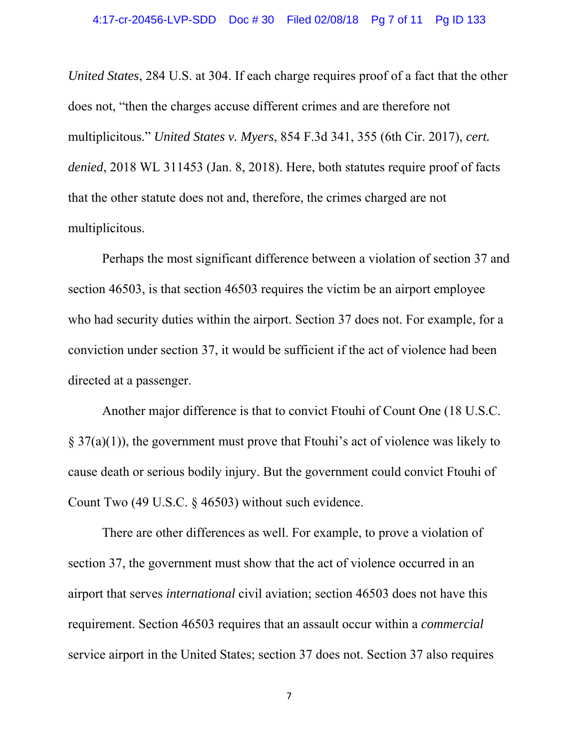*United States*, 284 U.S. at 304. If each charge requires proof of a fact that the other does not, "then the charges accuse different crimes and are therefore not multiplicitous." *United States v. Myers*, 854 F.3d 341, 355 (6th Cir. 2017), *cert. denied*, 2018 WL 311453 (Jan. 8, 2018). Here, both statutes require proof of facts that the other statute does not and, therefore, the crimes charged are not multiplicitous.

Perhaps the most significant difference between a violation of section 37 and section 46503, is that section 46503 requires the victim be an airport employee who had security duties within the airport. Section 37 does not. For example, for a conviction under section 37, it would be sufficient if the act of violence had been directed at a passenger.

Another major difference is that to convict Ftouhi of Count One (18 U.S.C. § 37(a)(1)), the government must prove that Ftouhi's act of violence was likely to cause death or serious bodily injury. But the government could convict Ftouhi of Count Two (49 U.S.C. § 46503) without such evidence.

There are other differences as well. For example, to prove a violation of section 37, the government must show that the act of violence occurred in an airport that serves *international* civil aviation; section 46503 does not have this requirement. Section 46503 requires that an assault occur within a *commercial* service airport in the United States; section 37 does not. Section 37 also requires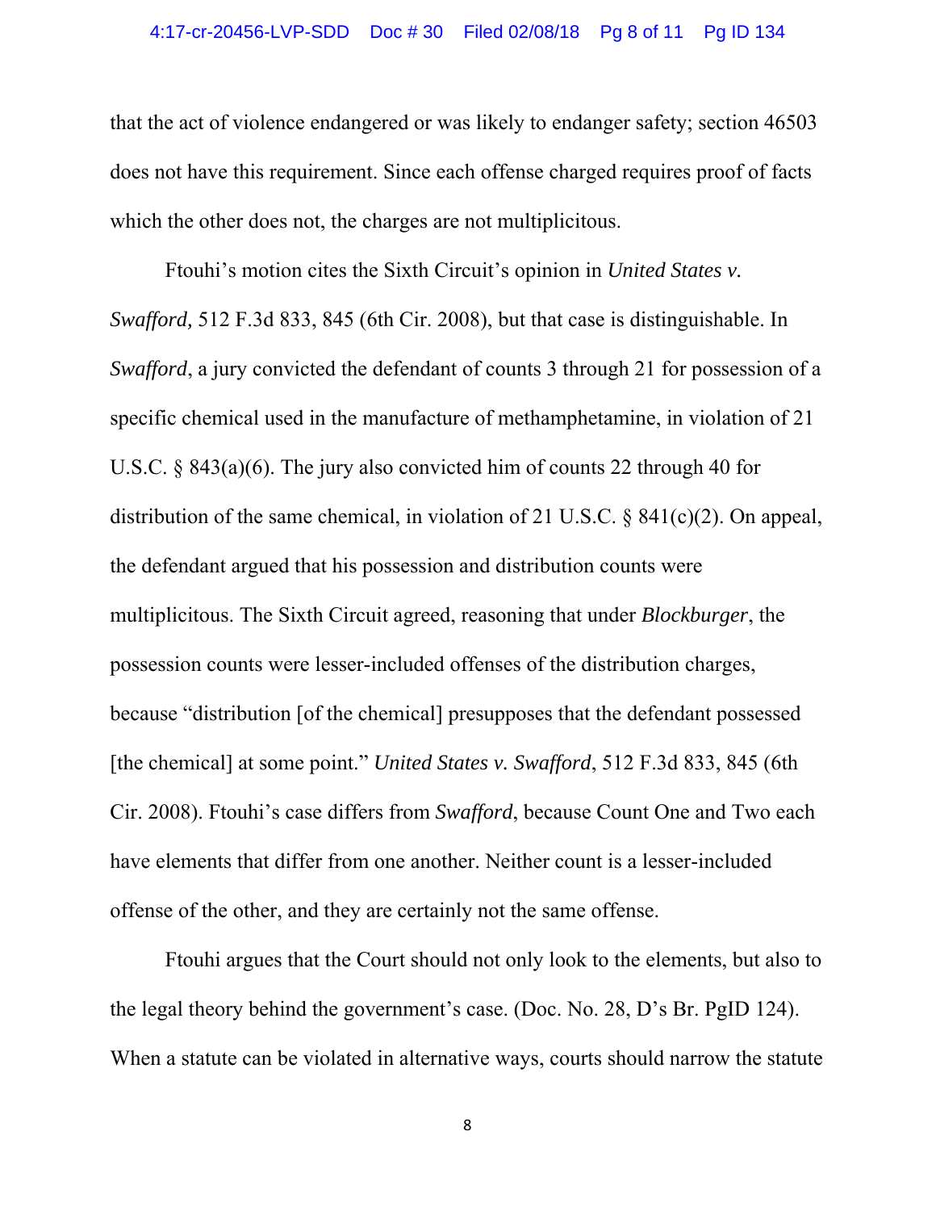that the act of violence endangered or was likely to endanger safety; section 46503 does not have this requirement. Since each offense charged requires proof of facts which the other does not, the charges are not multiplicitous.

Ftouhi's motion cites the Sixth Circuit's opinion in *United States v. Swafford,* 512 F.3d 833, 845 (6th Cir. 2008), but that case is distinguishable. In *Swafford*, a jury convicted the defendant of counts 3 through 21 for possession of a specific chemical used in the manufacture of methamphetamine, in violation of 21 U.S.C. § 843(a)(6). The jury also convicted him of counts 22 through 40 for distribution of the same chemical, in violation of 21 U.S.C. § 841(c)(2). On appeal, the defendant argued that his possession and distribution counts were multiplicitous. The Sixth Circuit agreed, reasoning that under *Blockburger*, the possession counts were lesser-included offenses of the distribution charges, because "distribution [of the chemical] presupposes that the defendant possessed [the chemical] at some point." *United States v. Swafford*, 512 F.3d 833, 845 (6th Cir. 2008). Ftouhi's case differs from *Swafford*, because Count One and Two each have elements that differ from one another. Neither count is a lesser-included offense of the other, and they are certainly not the same offense.

Ftouhi argues that the Court should not only look to the elements, but also to the legal theory behind the government's case. (Doc. No. 28, D's Br. PgID 124). When a statute can be violated in alternative ways, courts should narrow the statute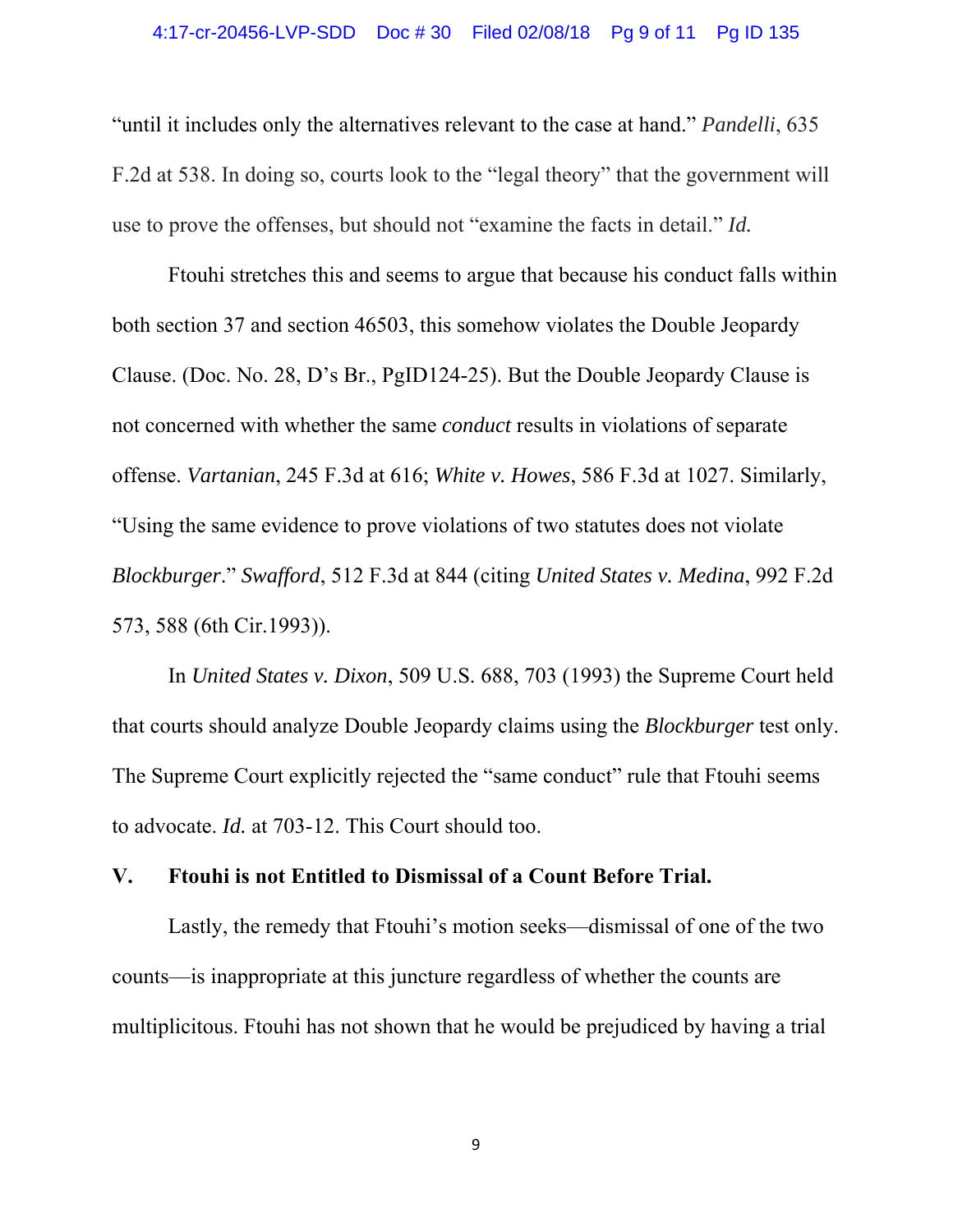"until it includes only the alternatives relevant to the case at hand." *Pandelli*, 635 F.2d at 538. In doing so, courts look to the "legal theory" that the government will use to prove the offenses, but should not "examine the facts in detail." *Id.*

Ftouhi stretches this and seems to argue that because his conduct falls within both section 37 and section 46503, this somehow violates the Double Jeopardy Clause. (Doc. No. 28, D's Br., PgID124-25). But the Double Jeopardy Clause is not concerned with whether the same *conduct* results in violations of separate offense. *Vartanian*, 245 F.3d at 616; *White v. Howes*, 586 F.3d at 1027. Similarly, "Using the same evidence to prove violations of two statutes does not violate *Blockburger*." *Swafford*, 512 F.3d at 844 (citing *United States v. Medina*, 992 F.2d 573, 588 (6th Cir.1993)).

In *United States v. Dixon*, 509 U.S. 688, 703 (1993) the Supreme Court held that courts should analyze Double Jeopardy claims using the *Blockburger* test only. The Supreme Court explicitly rejected the "same conduct" rule that Ftouhi seems to advocate. *Id.* at 703-12. This Court should too.

## V. Ftouhi is not Entitled to Dismissal of a Count Before Trial.

Lastly, the remedy that Ftouhi's motion seeks—dismissal of one of the two counts—is inappropriate at this juncture regardless of whether the counts are multiplicitous. Ftouhi has not shown that he would be prejudiced by having a trial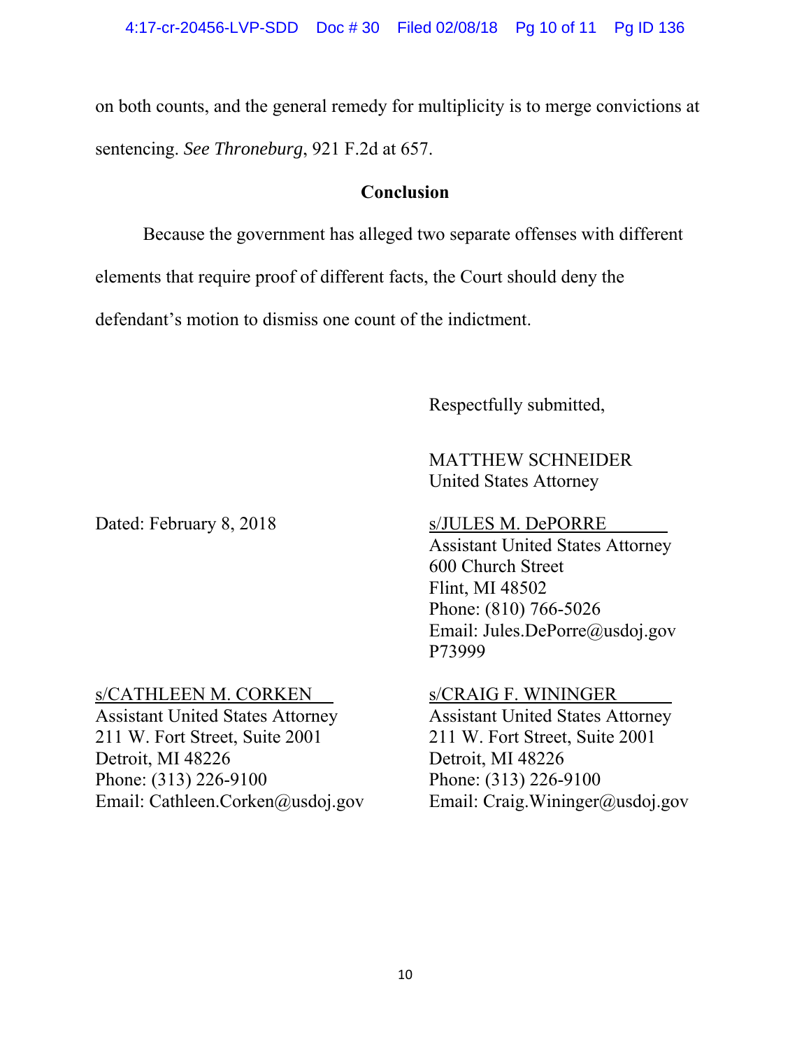on both counts, and the general remedy for multiplicity is to merge convictions at sentencing. *See Throneburg*, 921 F.2d at 657.

## Conclusion

Because the government has alleged two separate offenses with different elements that require proof of different facts, the Court should deny the defendant's motion to dismiss one count of the indictment.

Respectfully submitted,

MATTHEW SCHNEIDER
United States Attorney

Dated: February 8, 2018

s/JULES M. DePORRE
Assistant United States Attorney
600 Church Street
Flint, MI 48502
Phone: (810) 766-5026
Email: Jules.DePorre@usdoj.gov
P73999

s/CATHLEEN M. CORKEN
Assistant United States Attorney
211 W. Fort Street, Suite 2001
Detroit, MI 48226
Phone: (313) 226-9100
Email: Cathleen.Corken@usdoj.gov

s/CRAIG F. WININGER
Assistant United States Attorney
211 W. Fort Street, Suite 2001
Detroit, MI 48226
Phone: (313) 226-9100
Email: Craig.Wininger@usdoj.gov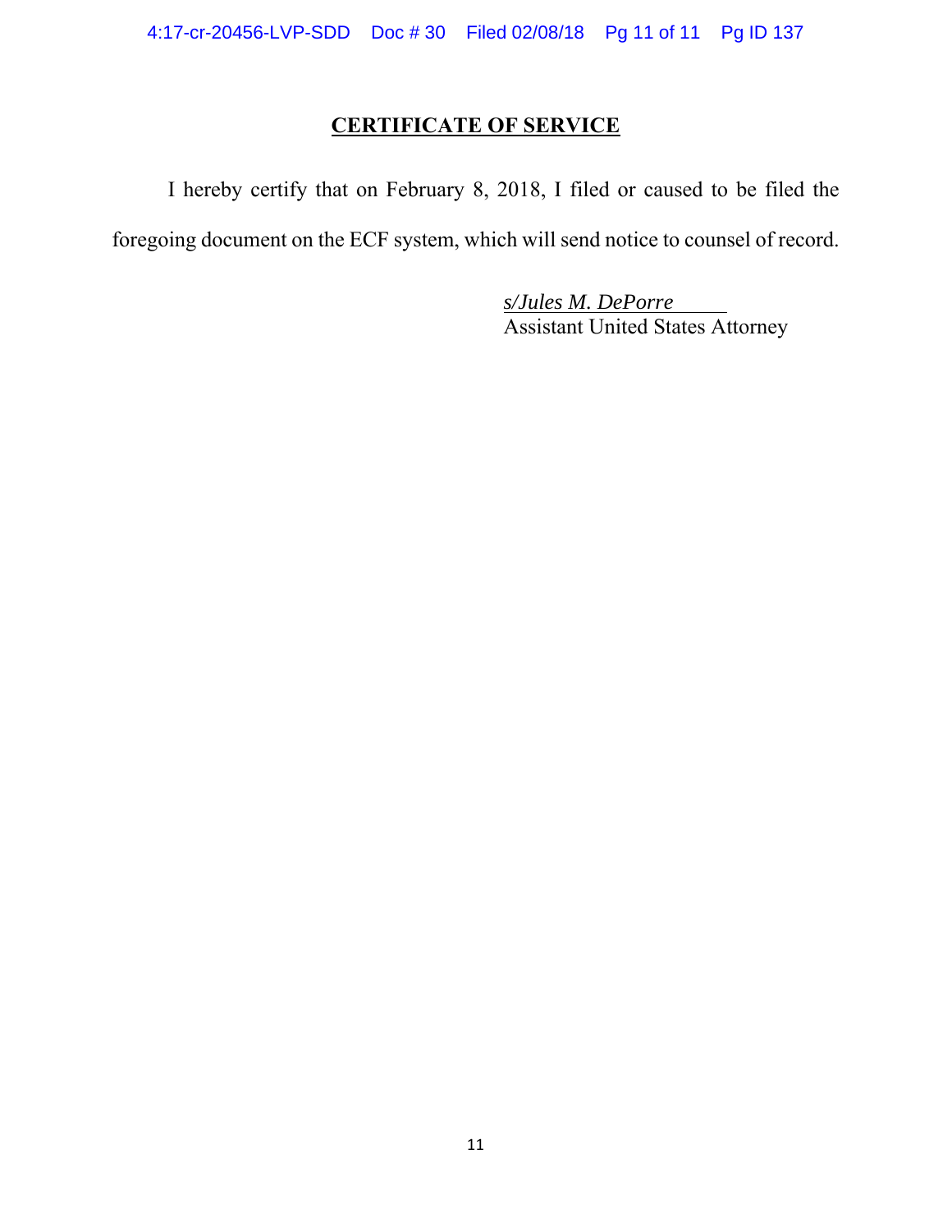## CERTIFICATE OF SERVICE

I hereby certify that on February 8, 2018, I filed or caused to be filed the foregoing document on the ECF system, which will send notice to counsel of record.

*s/Jules M. DePorre*
Assistant United States Attorney